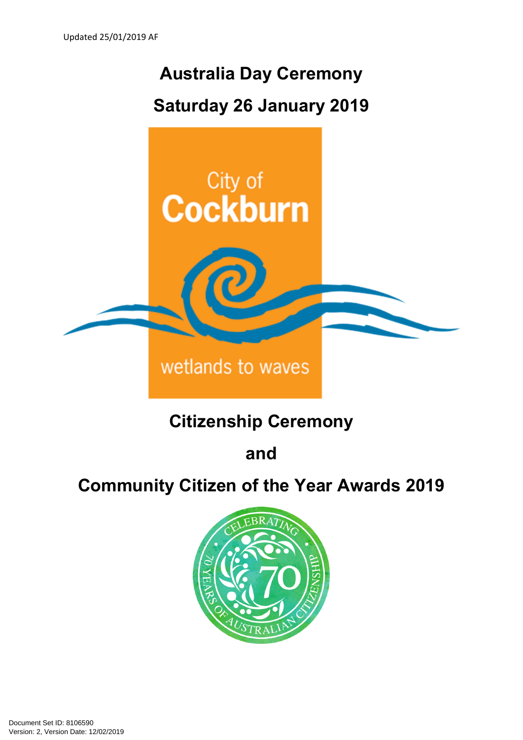Updated 25/01/2019 AF

# Australia Day Ceremony

# Saturday 26 January 2019

# Citizenship Ceremony

# and

# Community Citizen of the Year Awards 2019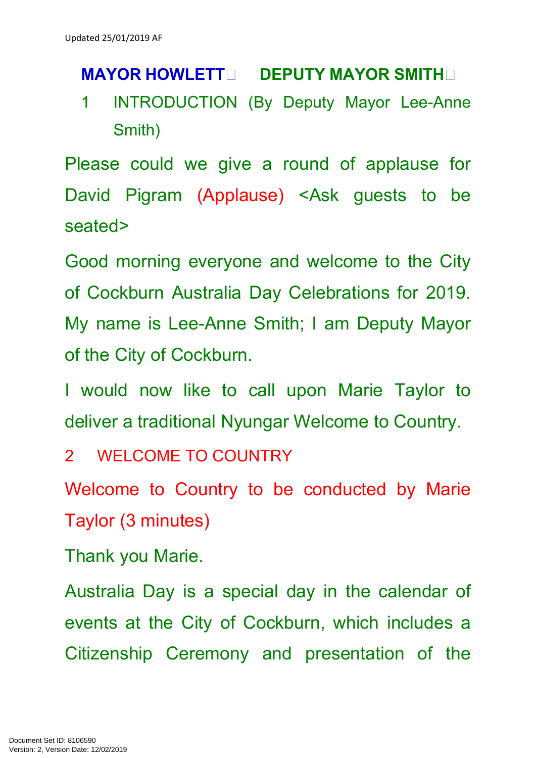**MAYOR HOWLETT□ DEPUTY MAYOR SMITH□**

1 INTRODUCTION (By Deputy Mayor Lee-Anne Smith)

Please could we give a round of applause for David Pigram (Applause) <Ask guests to be seated>

Good morning everyone and welcome to the City of Cockburn Australia Day Celebrations for 2019. My name is Lee-Anne Smith; I am Deputy Mayor of the City of Cockburn.

I would now like to call upon Marie Taylor to deliver a traditional Nyungar Welcome to Country.

2 WELCOME TO COUNTRY

Welcome to Country to be conducted by Marie Taylor (3 minutes)

Thank you Marie.

Australia Day is a special day in the calendar of events at the City of Cockburn, which includes a Citizenship Ceremony and presentation of the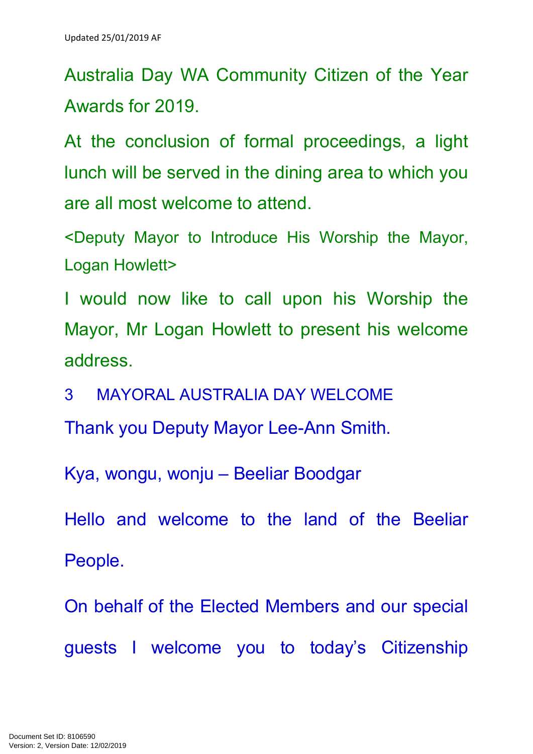Australia Day WA Community Citizen of the Year Awards for 2019.

At the conclusion of formal proceedings, a light lunch will be served in the dining area to which you are all most welcome to attend.

<Deputy Mayor to Introduce His Worship the Mayor, Logan Howlett>

I would now like to call upon his Worship the Mayor, Mr Logan Howlett to present his welcome address.

## 3 MAYORAL AUSTRALIA DAY WELCOME

Thank you Deputy Mayor Lee-Ann Smith.

Kya, wongu, wonju – Beeliar Boodgar

Hello and welcome to the land of the Beeliar People.

On behalf of the Elected Members and our special guests I welcome you to today's Citizenship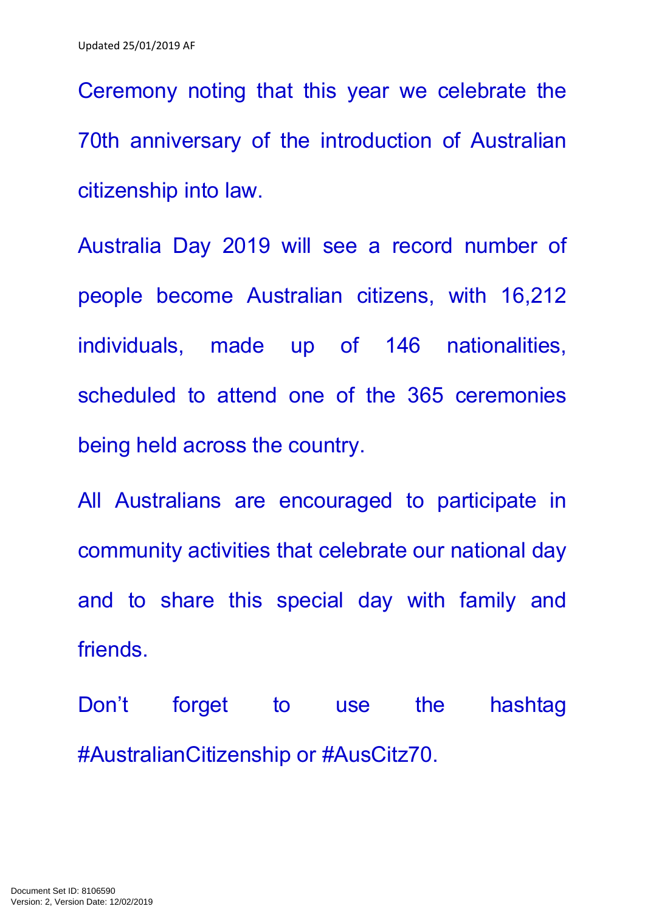Ceremony noting that this year we celebrate the 70th anniversary of the introduction of Australian citizenship into law.

Australia Day 2019 will see a record number of people become Australian citizens, with 16,212 individuals, made up of 146 nationalities, scheduled to attend one of the 365 ceremonies being held across the country.

All Australians are encouraged to participate in community activities that celebrate our national day and to share this special day with family and friends.

Don't forget to use the hashtag #AustralianCitizenship or #AusCitz70.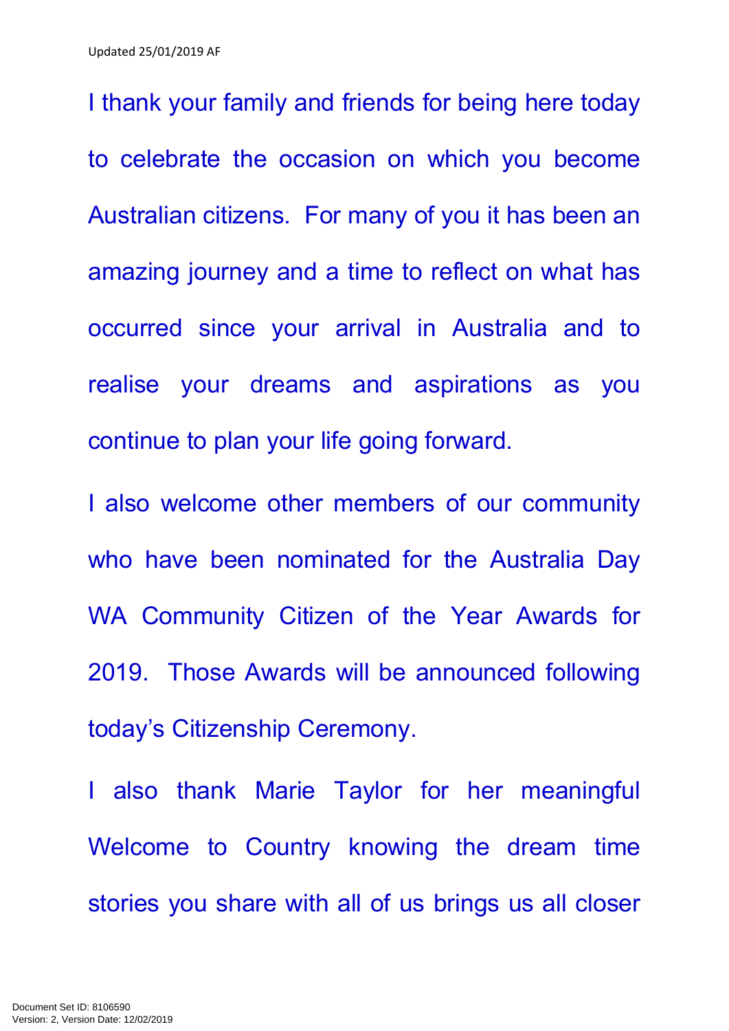I thank your family and friends for being here today to celebrate the occasion on which you become Australian citizens. For many of you it has been an amazing journey and a time to reflect on what has occurred since your arrival in Australia and to realise your dreams and aspirations as you continue to plan your life going forward.

I also welcome other members of our community who have been nominated for the Australia Day WA Community Citizen of the Year Awards for 2019. Those Awards will be announced following today's Citizenship Ceremony.

I also thank Marie Taylor for her meaningful Welcome to Country knowing the dream time stories you share with all of us brings us all closer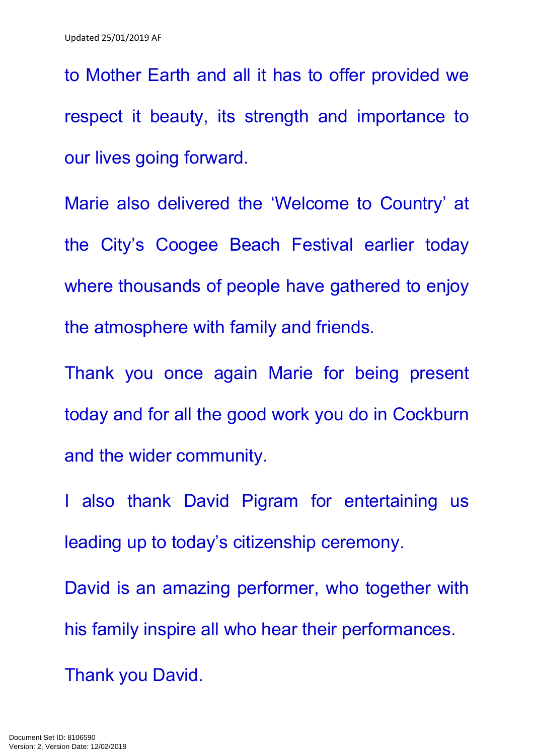to Mother Earth and all it has to offer provided we respect it beauty, its strength and importance to our lives going forward.

Marie also delivered the 'Welcome to Country' at the City's Coogee Beach Festival earlier today where thousands of people have gathered to enjoy the atmosphere with family and friends.

Thank you once again Marie for being present today and for all the good work you do in Cockburn and the wider community.

I also thank David Pigram for entertaining us leading up to today's citizenship ceremony.

David is an amazing performer, who together with his family inspire all who hear their performances.

Thank you David.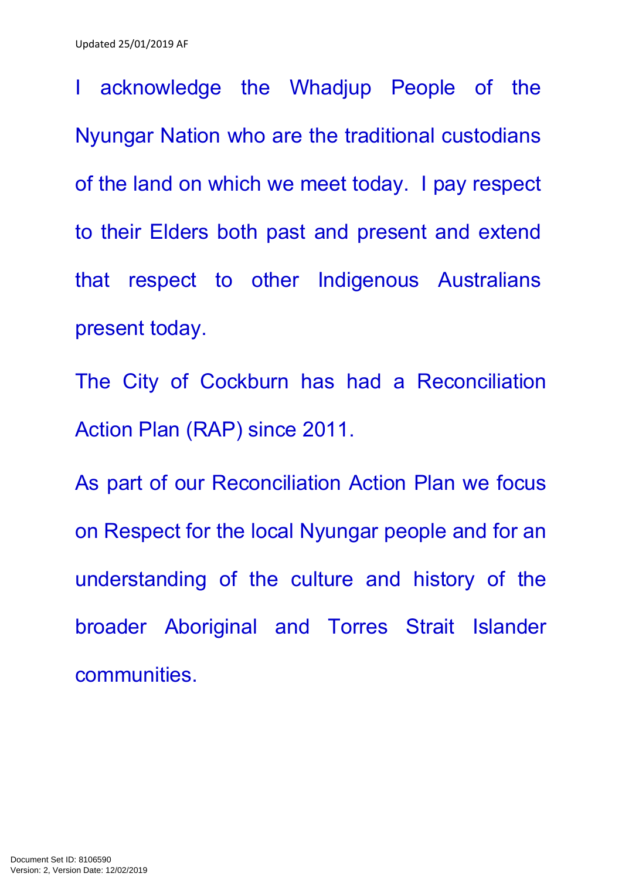I acknowledge the Whadjup People of the Nyungar Nation who are the traditional custodians of the land on which we meet today. I pay respect to their Elders both past and present and extend that respect to other Indigenous Australians present today.

The City of Cockburn has had a Reconciliation Action Plan (RAP) since 2011.

As part of our Reconciliation Action Plan we focus on Respect for the local Nyungar people and for an understanding of the culture and history of the broader Aboriginal and Torres Strait Islander communities.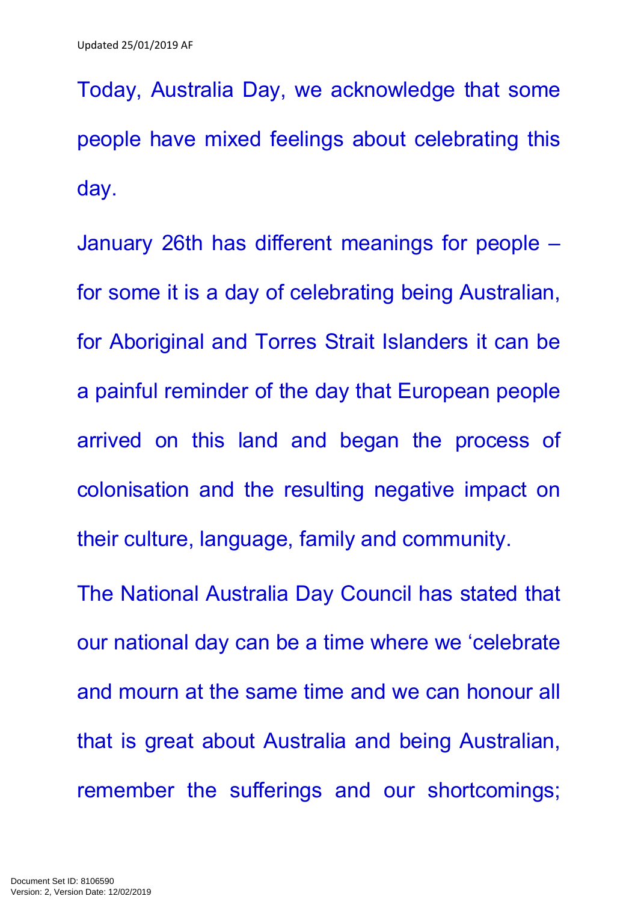Today, Australia Day, we acknowledge that some people have mixed feelings about celebrating this day.

January 26th has different meanings for people – for some it is a day of celebrating being Australian, for Aboriginal and Torres Strait Islanders it can be a painful reminder of the day that European people arrived on this land and began the process of colonisation and the resulting negative impact on their culture, language, family and community.

The National Australia Day Council has stated that our national day can be a time where we 'celebrate and mourn at the same time and we can honour all that is great about Australia and being Australian, remember the sufferings and our shortcomings;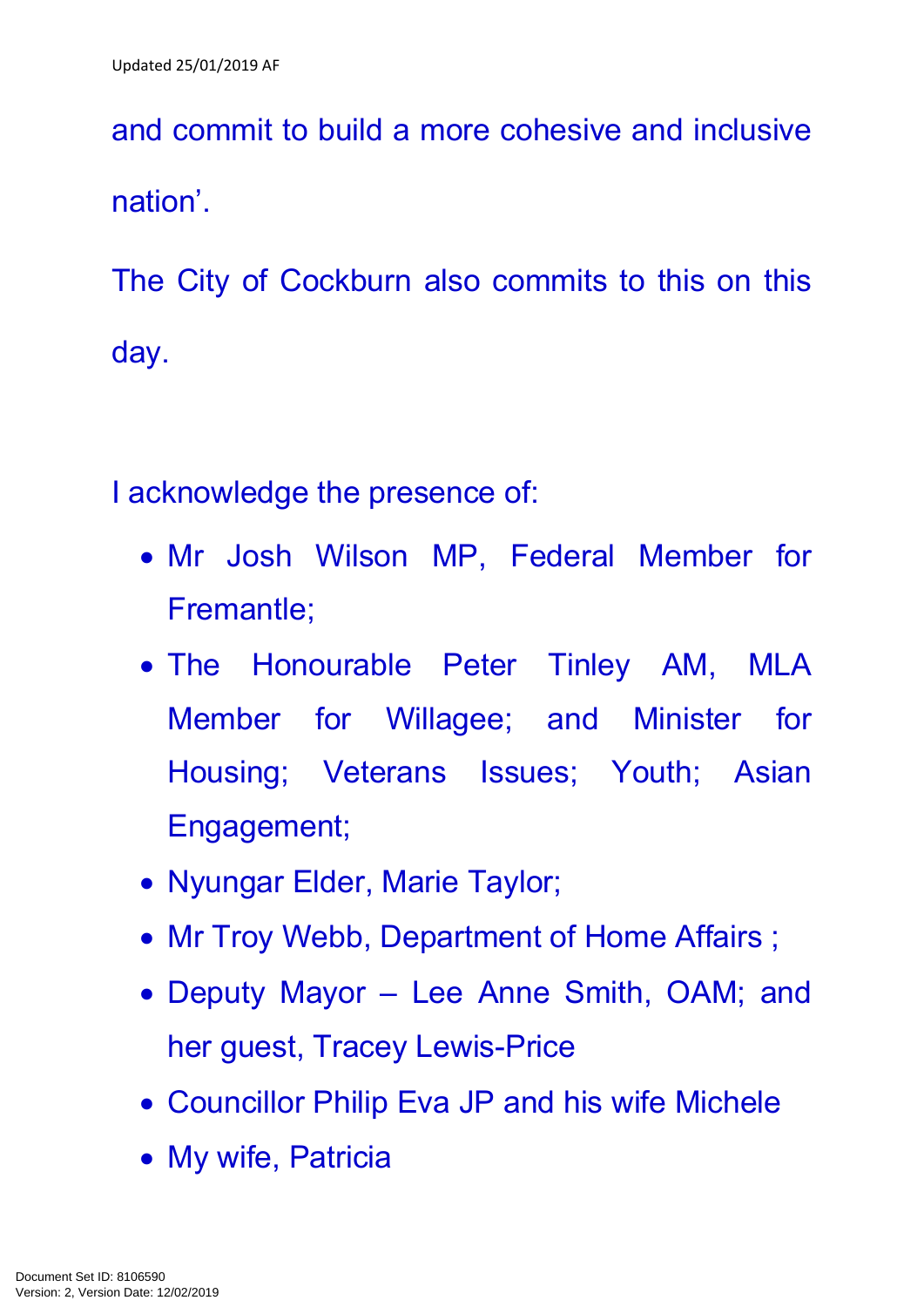and commit to build a more cohesive and inclusive nation'.

The City of Cockburn also commits to this on this day.

I acknowledge the presence of:

- Mr Josh Wilson MP, Federal Member for Fremantle;
- The Honourable Peter Tinley AM, MLA Member for Willagee; and Minister for Housing; Veterans Issues; Youth; Asian Engagement;
- Nyungar Elder, Marie Taylor;
- Mr Troy Webb, Department of Home Affairs ;
- Deputy Mayor – Lee Anne Smith, OAM; and her guest, Tracey Lewis-Price
- Councillor Philip Eva JP and his wife Michele
- My wife, Patricia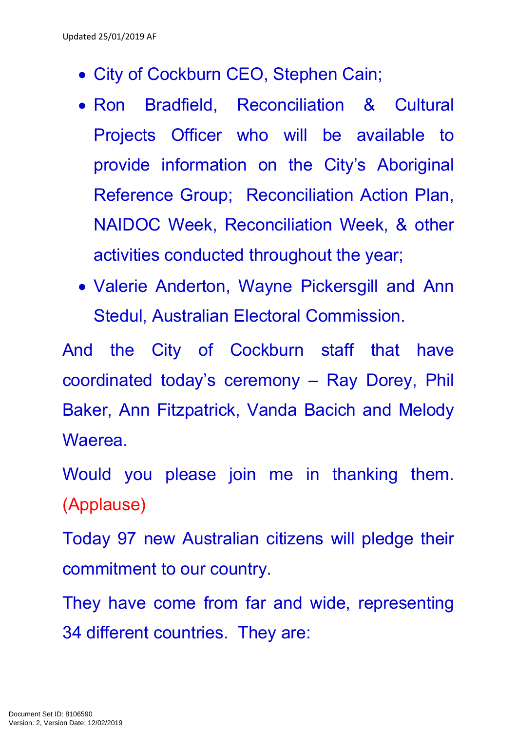- City of Cockburn CEO, Stephen Cain;
- Ron Bradfield, Reconciliation & Cultural Projects Officer who will be available to provide information on the City's Aboriginal Reference Group; Reconciliation Action Plan, NAIDOC Week, Reconciliation Week, & other activities conducted throughout the year;
- Valerie Anderton, Wayne Pickersgill and Ann Stedul, Australian Electoral Commission.

And the City of Cockburn staff that have coordinated today's ceremony – Ray Dorey, Phil Baker, Ann Fitzpatrick, Vanda Bacich and Melody Waerea.

Would you please join me in thanking them. (Applause)

Today 97 new Australian citizens will pledge their commitment to our country.

They have come from far and wide, representing 34 different countries. They are: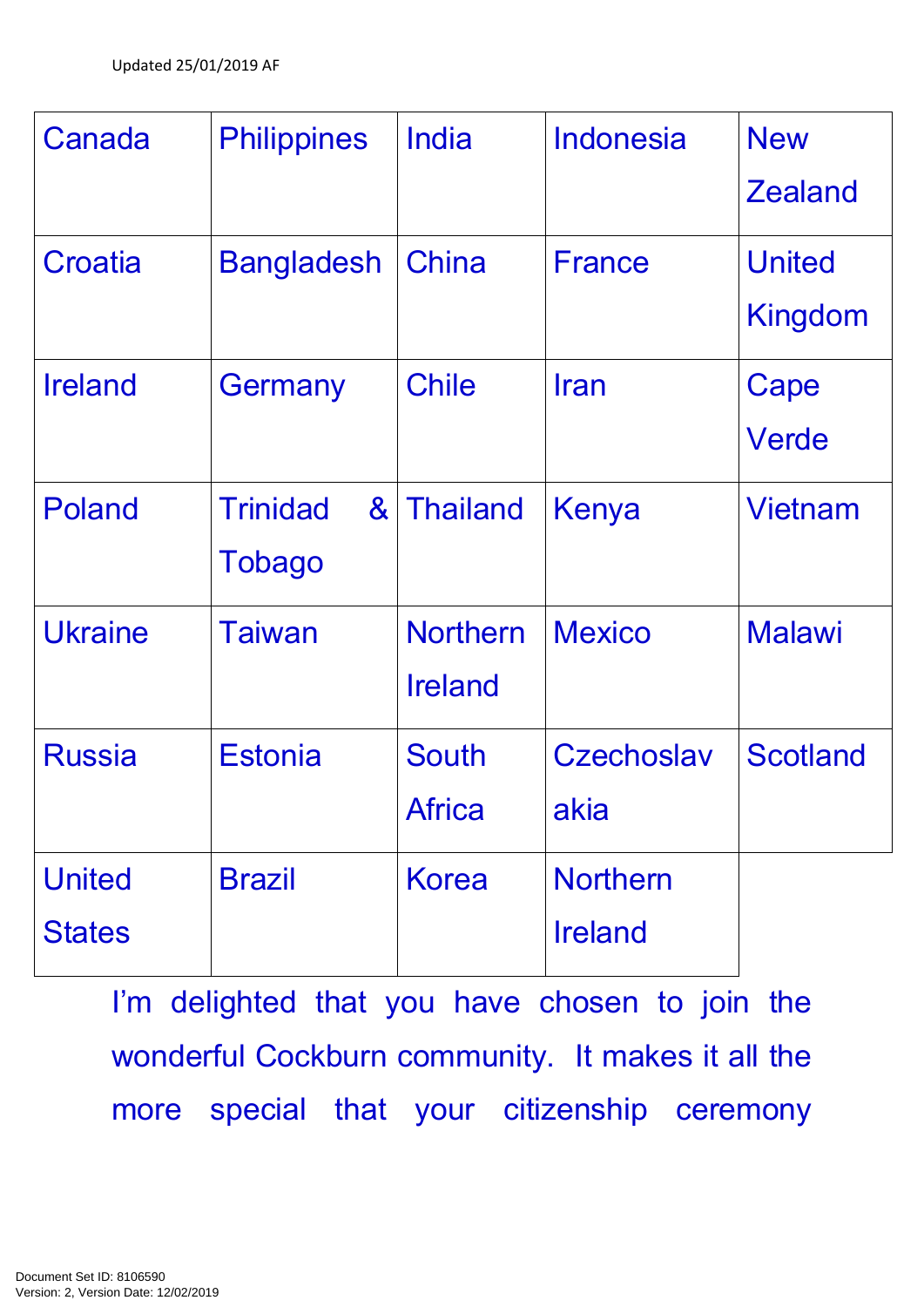| Canada | Philippines | India | Indonesia | New Zealand |
|---|---|---|---|---|
| Croatia | Bangladesh | China | France | United Kingdom |
| Ireland | Germany | Chile | Iran | Cape Verde |
| Poland | Trinidad & Tobago | Thailand | Kenya | Vietnam |
| Ukraine | Taiwan | Northern Ireland | Mexico | Malawi |
| Russia | Estonia | South Africa | Czechoslavakia | Scotland |
| United States | Brazil | Korea | Northern Ireland | |

I'm delighted that you have chosen to join the wonderful Cockburn community. It makes it all the more special that your citizenship ceremony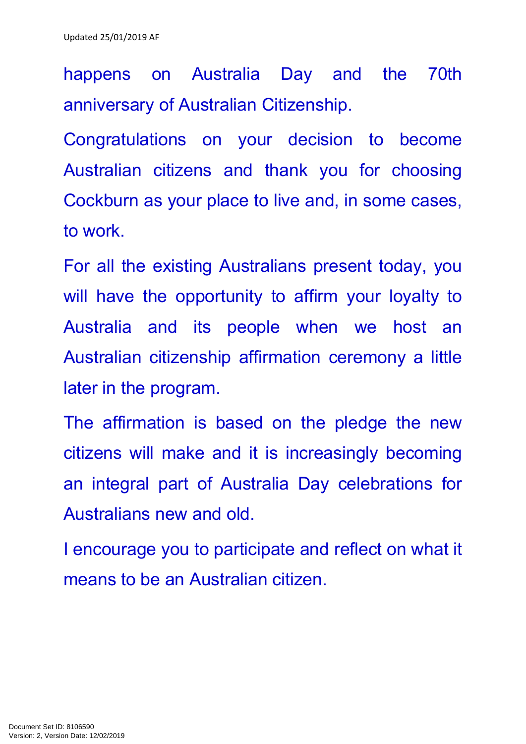happens on Australia Day and the 70th anniversary of Australian Citizenship.

Congratulations on your decision to become Australian citizens and thank you for choosing Cockburn as your place to live and, in some cases, to work.

For all the existing Australians present today, you will have the opportunity to affirm your loyalty to Australia and its people when we host an Australian citizenship affirmation ceremony a little later in the program.

The affirmation is based on the pledge the new citizens will make and it is increasingly becoming an integral part of Australia Day celebrations for Australians new and old.

I encourage you to participate and reflect on what it means to be an Australian citizen.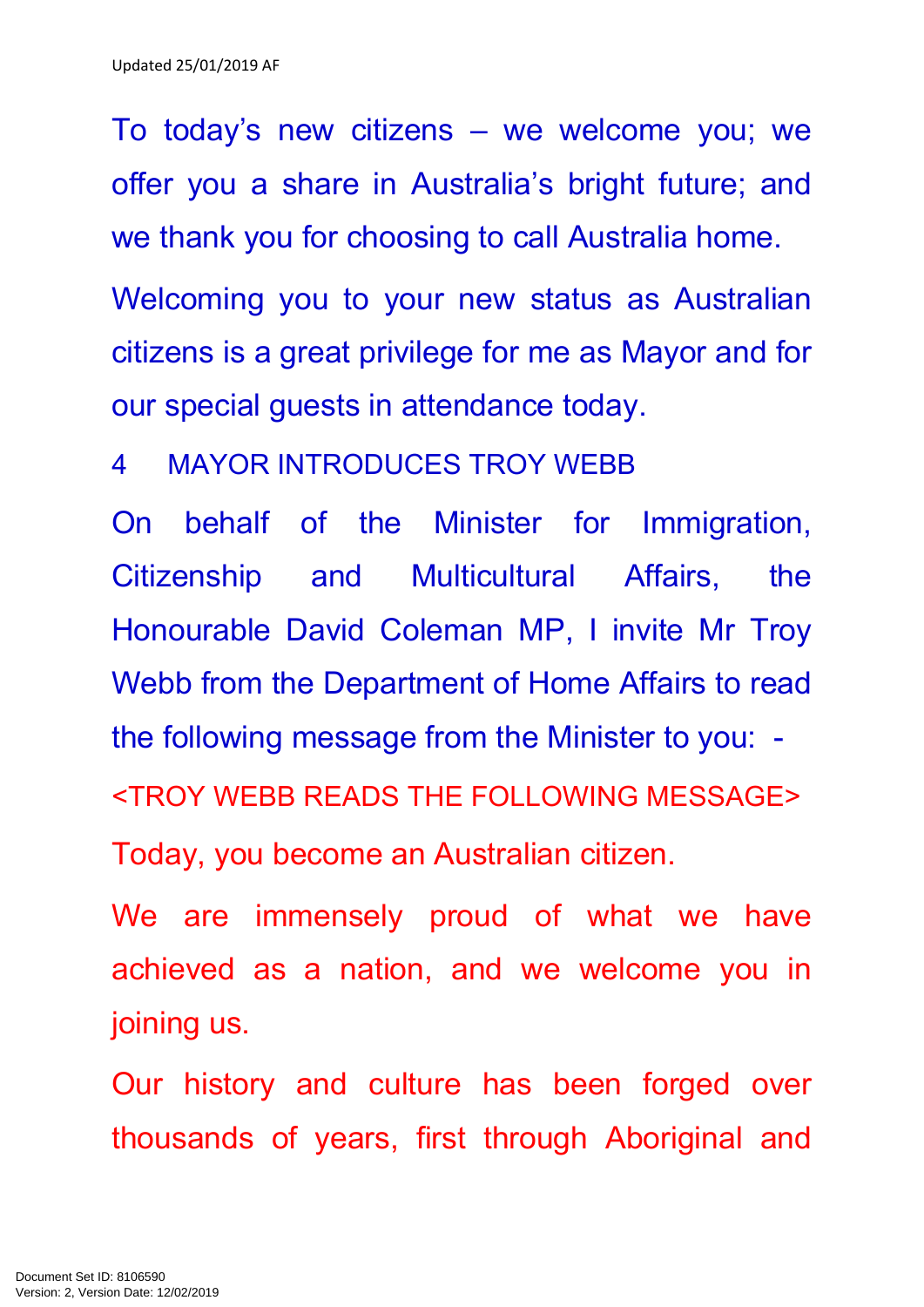To today's new citizens – we welcome you; we offer you a share in Australia's bright future; and we thank you for choosing to call Australia home.

Welcoming you to your new status as Australian citizens is a great privilege for me as Mayor and for our special guests in attendance today.

4 MAYOR INTRODUCES TROY WEBB

On behalf of the Minister for Immigration, Citizenship and Multicultural Affairs, the Honourable David Coleman MP, I invite Mr Troy Webb from the Department of Home Affairs to read the following message from the Minister to you: -

<TROY WEBB READS THE FOLLOWING MESSAGE>

Today, you become an Australian citizen.

We are immensely proud of what we have achieved as a nation, and we welcome you in joining us.

Our history and culture has been forged over thousands of years, first through Aboriginal and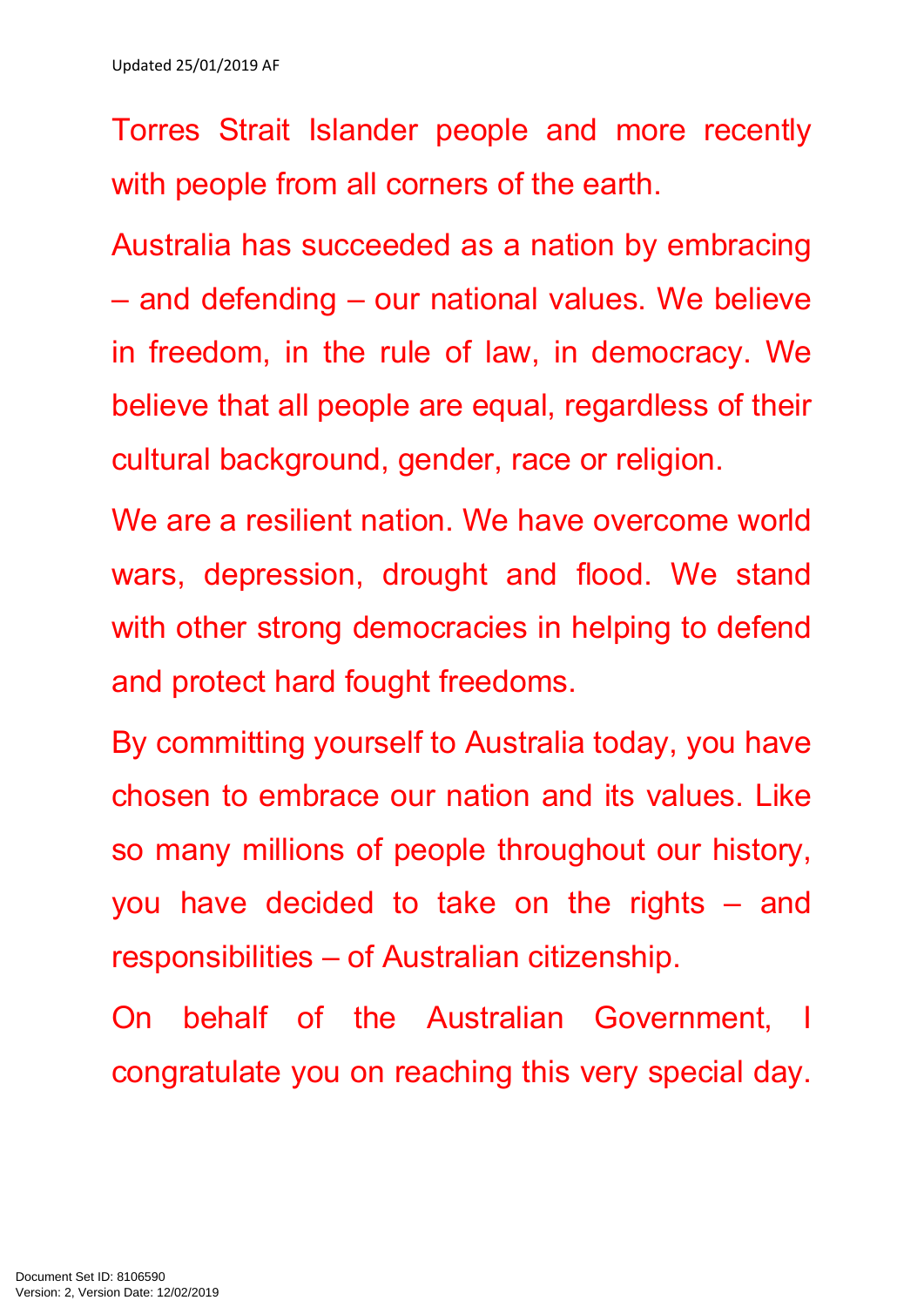Torres Strait Islander people and more recently with people from all corners of the earth.

Australia has succeeded as a nation by embracing – and defending – our national values. We believe in freedom, in the rule of law, in democracy. We believe that all people are equal, regardless of their cultural background, gender, race or religion.

We are a resilient nation. We have overcome world wars, depression, drought and flood. We stand with other strong democracies in helping to defend and protect hard fought freedoms.

By committing yourself to Australia today, you have chosen to embrace our nation and its values. Like so many millions of people throughout our history, you have decided to take on the rights – and responsibilities – of Australian citizenship.

On behalf of the Australian Government, I congratulate you on reaching this very special day.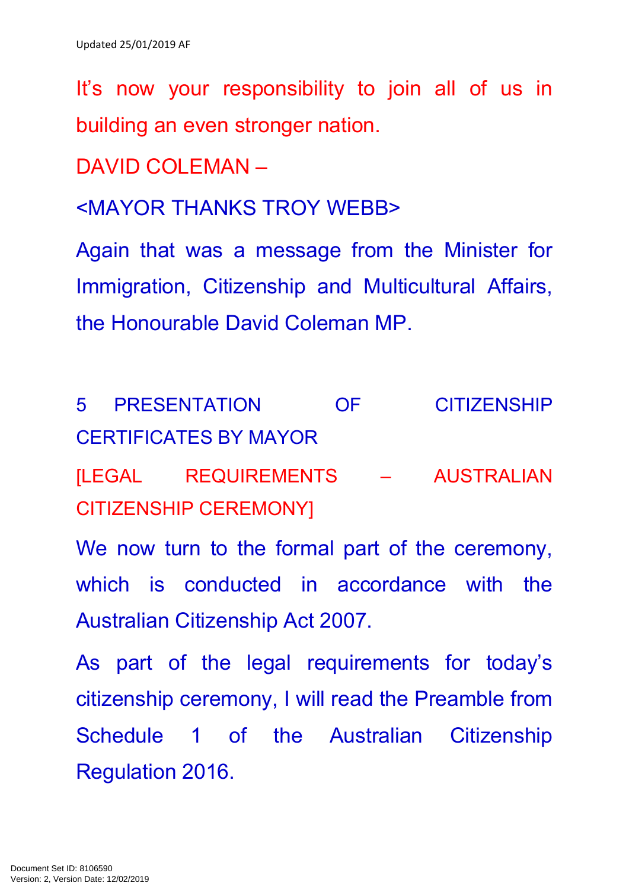It's now your responsibility to join all of us in building an even stronger nation.

DAVID COLEMAN –

<MAYOR THANKS TROY WEBB>

Again that was a message from the Minister for Immigration, Citizenship and Multicultural Affairs, the Honourable David Coleman MP.

5 PRESENTATION OF CITIZENSHIP CERTIFICATES BY MAYOR

[LEGAL REQUIREMENTS – AUSTRALIAN CITIZENSHIP CEREMONY]

We now turn to the formal part of the ceremony, which is conducted in accordance with the Australian Citizenship Act 2007.

As part of the legal requirements for today's citizenship ceremony, I will read the Preamble from Schedule 1 of the Australian Citizenship Regulation 2016.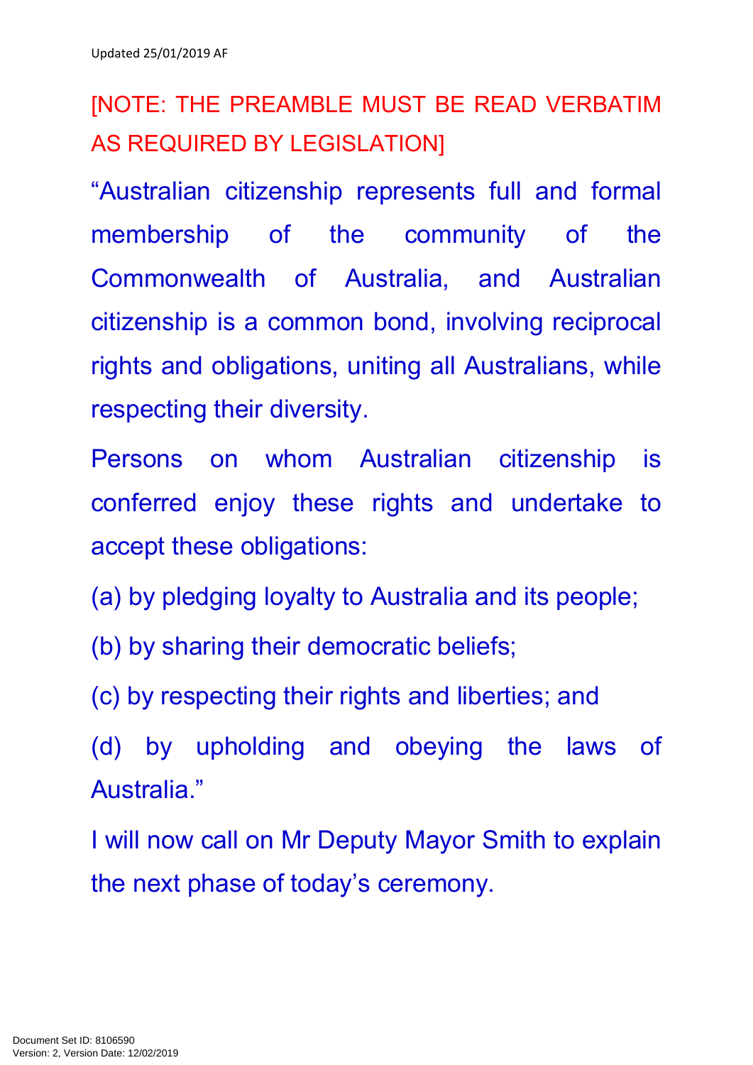[NOTE: THE PREAMBLE MUST BE READ VERBATIM AS REQUIRED BY LEGISLATION]

"Australian citizenship represents full and formal membership of the community of the Commonwealth of Australia, and Australian citizenship is a common bond, involving reciprocal rights and obligations, uniting all Australians, while respecting their diversity.

Persons on whom Australian citizenship is conferred enjoy these rights and undertake to accept these obligations:

(a) by pledging loyalty to Australia and its people;

(b) by sharing their democratic beliefs;

(c) by respecting their rights and liberties; and

(d) by upholding and obeying the laws of Australia."

I will now call on Mr Deputy Mayor Smith to explain the next phase of today's ceremony.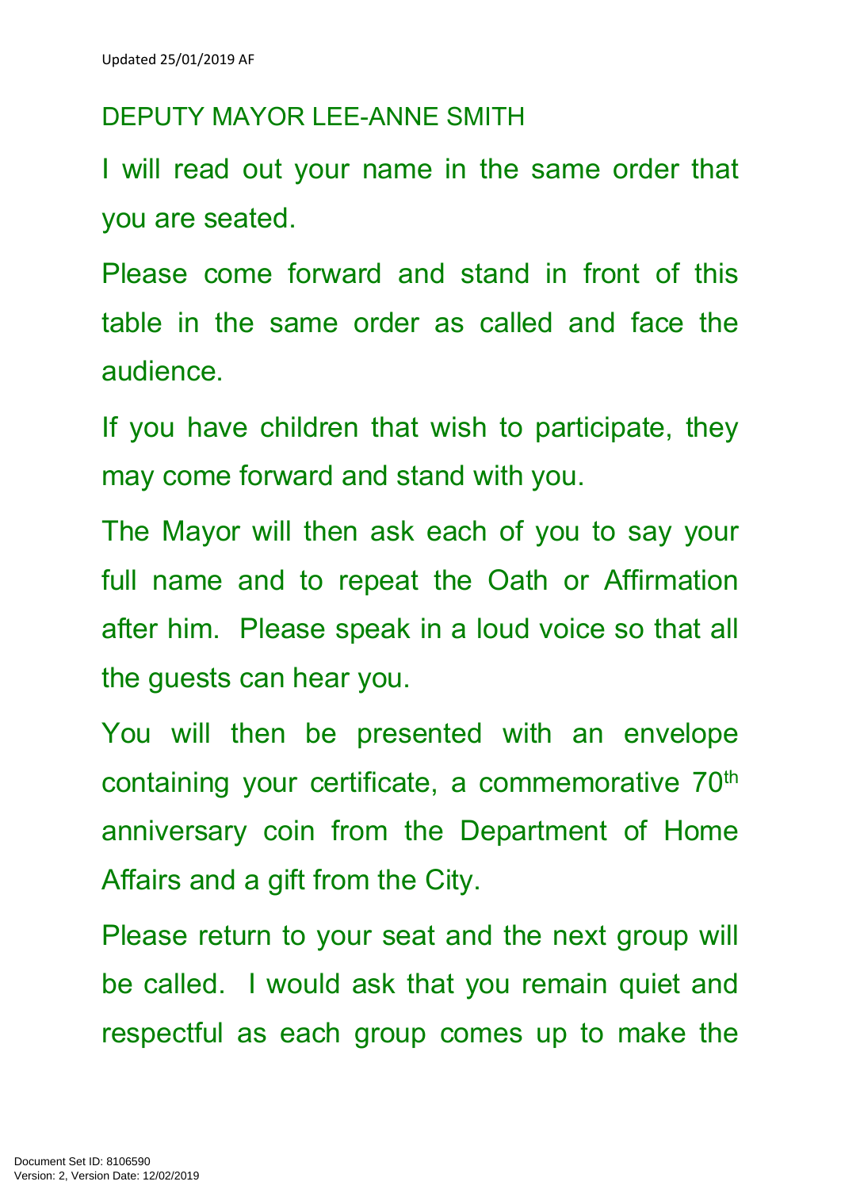DEPUTY MAYOR LEE-ANNE SMITH

I will read out your name in the same order that you are seated.

Please come forward and stand in front of this table in the same order as called and face the audience.

If you have children that wish to participate, they may come forward and stand with you.

The Mayor will then ask each of you to say your full name and to repeat the Oath or Affirmation after him. Please speak in a loud voice so that all the guests can hear you.

You will then be presented with an envelope containing your certificate, a commemorative 70th anniversary coin from the Department of Home Affairs and a gift from the City.

Please return to your seat and the next group will be called. I would ask that you remain quiet and respectful as each group comes up to make the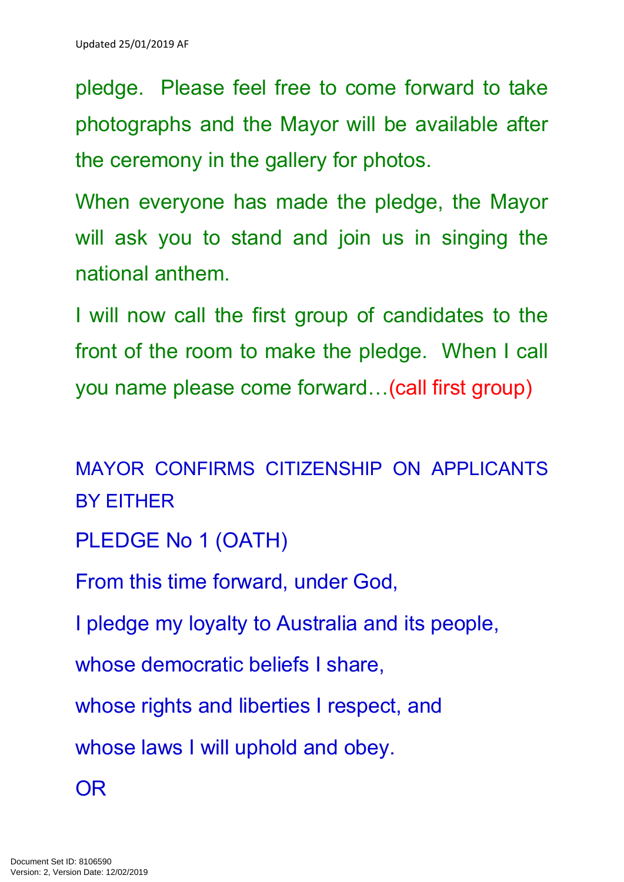pledge. Please feel free to come forward to take photographs and the Mayor will be available after the ceremony in the gallery for photos.

When everyone has made the pledge, the Mayor will ask you to stand and join us in singing the national anthem.

I will now call the first group of candidates to the front of the room to make the pledge. When I call you name please come forward…(call first group)

MAYOR CONFIRMS CITIZENSHIP ON APPLICANTS BY EITHER

PLEDGE No 1 (OATH)

From this time forward, under God,

I pledge my loyalty to Australia and its people,

whose democratic beliefs I share,

whose rights and liberties I respect, and

whose laws I will uphold and obey.

OR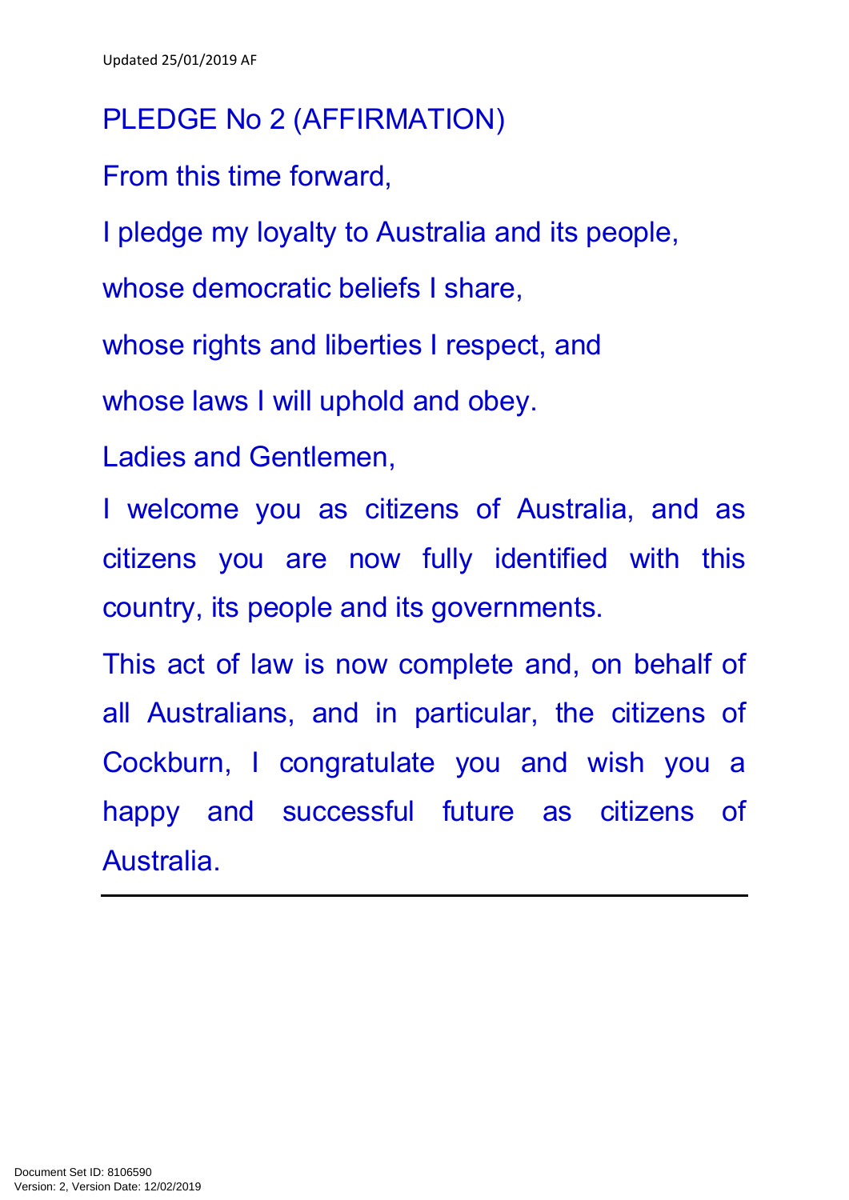## PLEDGE No 2 (AFFIRMATION)

From this time forward,

I pledge my loyalty to Australia and its people,

whose democratic beliefs I share,

whose rights and liberties I respect, and

whose laws I will uphold and obey.

Ladies and Gentlemen,

I welcome you as citizens of Australia, and as citizens you are now fully identified with this country, its people and its governments.

This act of law is now complete and, on behalf of all Australians, and in particular, the citizens of Cockburn, I congratulate you and wish you a happy and successful future as citizens of Australia.

---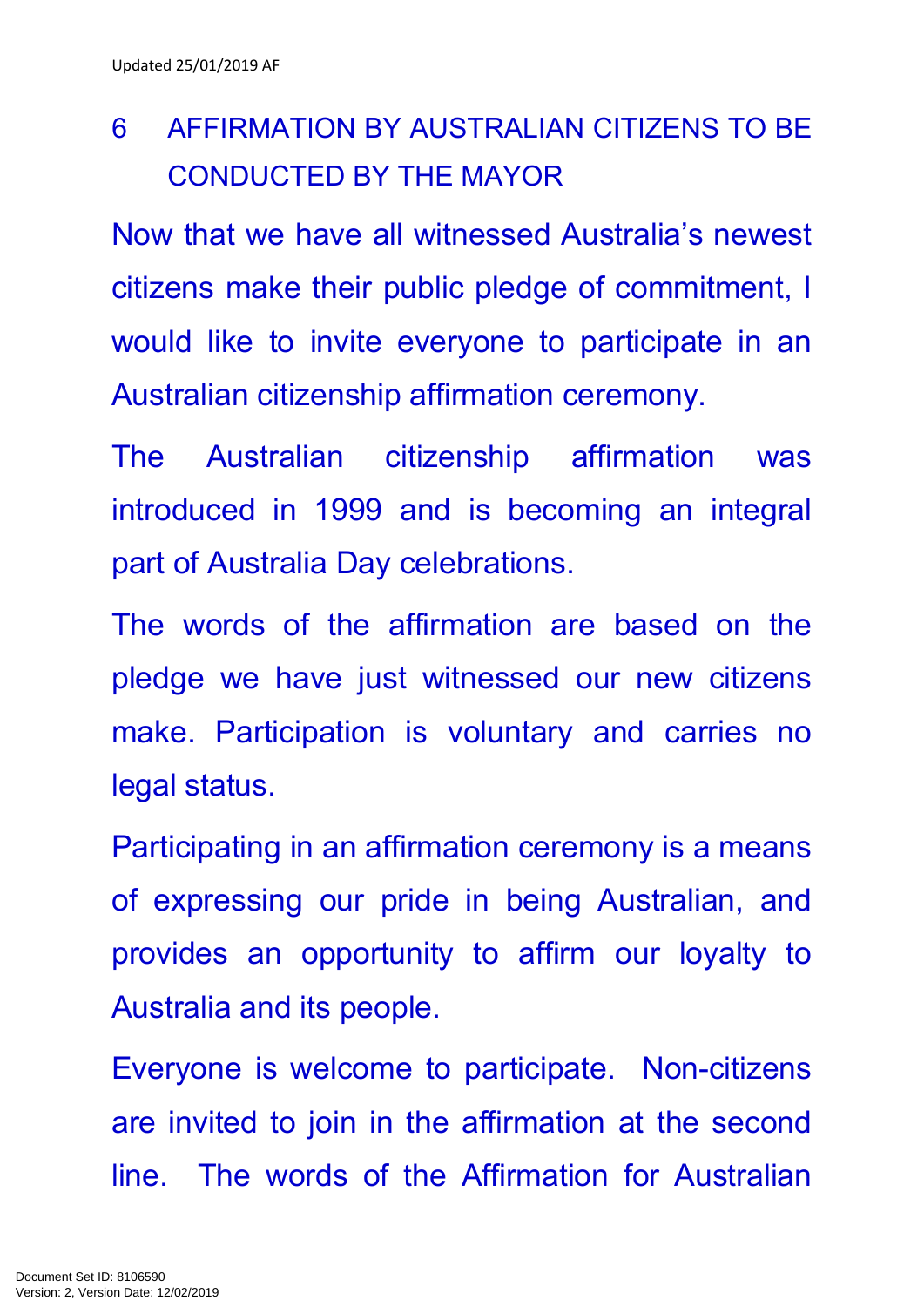## 6 AFFIRMATION BY AUSTRALIAN CITIZENS TO BE CONDUCTED BY THE MAYOR

Now that we have all witnessed Australia's newest citizens make their public pledge of commitment, I would like to invite everyone to participate in an Australian citizenship affirmation ceremony.

The Australian citizenship affirmation was introduced in 1999 and is becoming an integral part of Australia Day celebrations.

The words of the affirmation are based on the pledge we have just witnessed our new citizens make. Participation is voluntary and carries no legal status.

Participating in an affirmation ceremony is a means of expressing our pride in being Australian, and provides an opportunity to affirm our loyalty to Australia and its people.

Everyone is welcome to participate. Non-citizens are invited to join in the affirmation at the second line. The words of the Affirmation for Australian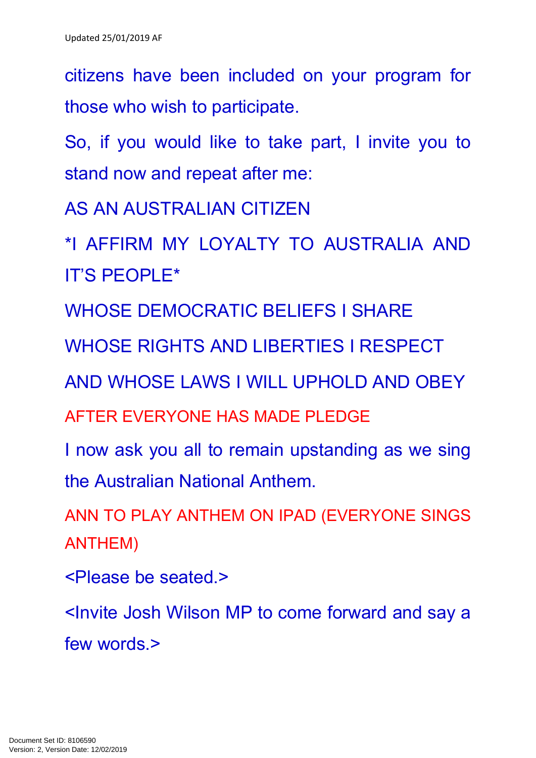citizens have been included on your program for those who wish to participate.

So, if you would like to take part, I invite you to stand now and repeat after me:

AS AN AUSTRALIAN CITIZEN

*I AFFIRM MY LOYALTY TO AUSTRALIA AND IT'S PEOPLE*

WHOSE DEMOCRATIC BELIEFS I SHARE

WHOSE RIGHTS AND LIBERTIES I RESPECT

AND WHOSE LAWS I WILL UPHOLD AND OBEY

AFTER EVERYONE HAS MADE PLEDGE

I now ask you all to remain upstanding as we sing the Australian National Anthem.

ANN TO PLAY ANTHEM ON IPAD (EVERYONE SINGS ANTHEM)

<Please be seated.>

<Invite Josh Wilson MP to come forward and say a few words.>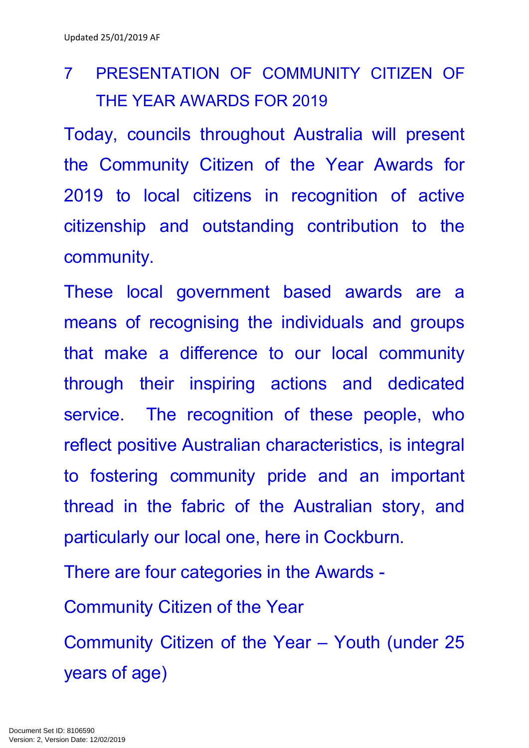## 7 PRESENTATION OF COMMUNITY CITIZEN OF THE YEAR AWARDS FOR 2019

Today, councils throughout Australia will present the Community Citizen of the Year Awards for 2019 to local citizens in recognition of active citizenship and outstanding contribution to the community.

These local government based awards are a means of recognising the individuals and groups that make a difference to our local community through their inspiring actions and dedicated service. The recognition of these people, who reflect positive Australian characteristics, is integral to fostering community pride and an important thread in the fabric of the Australian story, and particularly our local one, here in Cockburn.

There are four categories in the Awards -

Community Citizen of the Year

Community Citizen of the Year – Youth (under 25 years of age)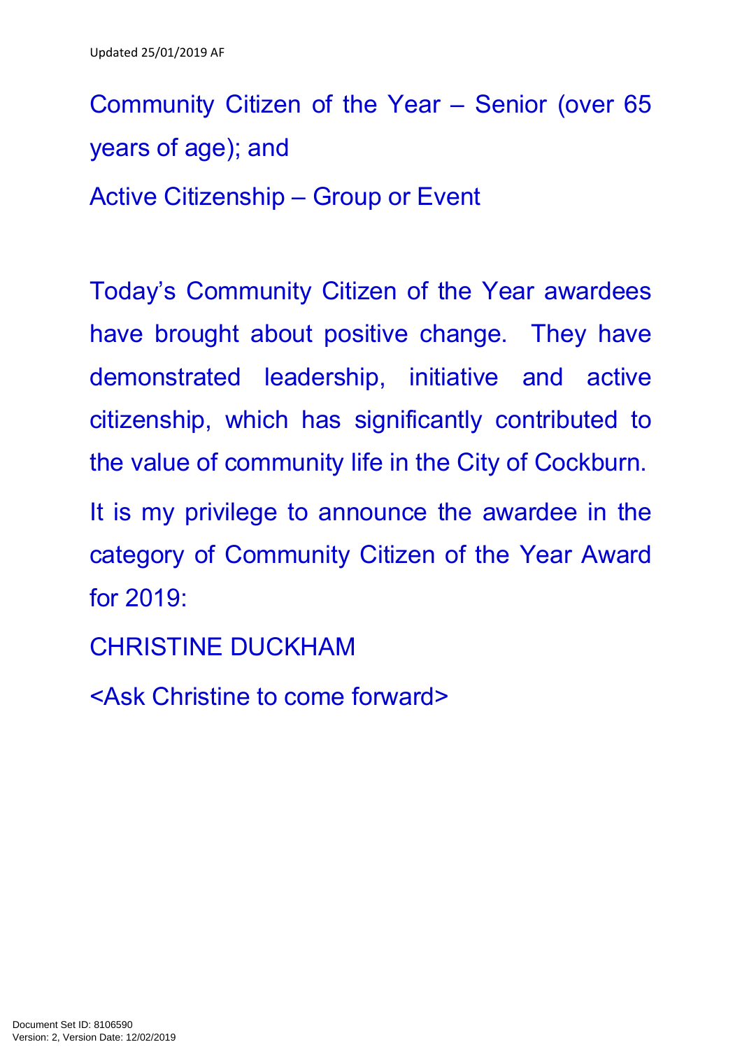Community Citizen of the Year – Senior (over 65 years of age); and

Active Citizenship – Group or Event

Today's Community Citizen of the Year awardees have brought about positive change. They have demonstrated leadership, initiative and active citizenship, which has significantly contributed to the value of community life in the City of Cockburn.

It is my privilege to announce the awardee in the category of Community Citizen of the Year Award for 2019:

CHRISTINE DUCKHAM

<Ask Christine to come forward>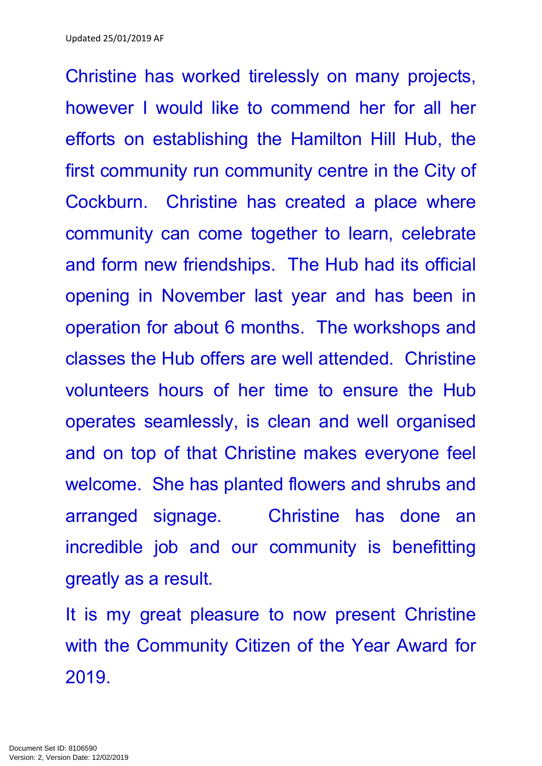Christine has worked tirelessly on many projects, however I would like to commend her for all her efforts on establishing the Hamilton Hill Hub, the first community run community centre in the City of Cockburn. Christine has created a place where community can come together to learn, celebrate and form new friendships. The Hub had its official opening in November last year and has been in operation for about 6 months. The workshops and classes the Hub offers are well attended. Christine volunteers hours of her time to ensure the Hub operates seamlessly, is clean and well organised and on top of that Christine makes everyone feel welcome. She has planted flowers and shrubs and arranged signage. Christine has done an incredible job and our community is benefitting greatly as a result.

It is my great pleasure to now present Christine with the Community Citizen of the Year Award for 2019.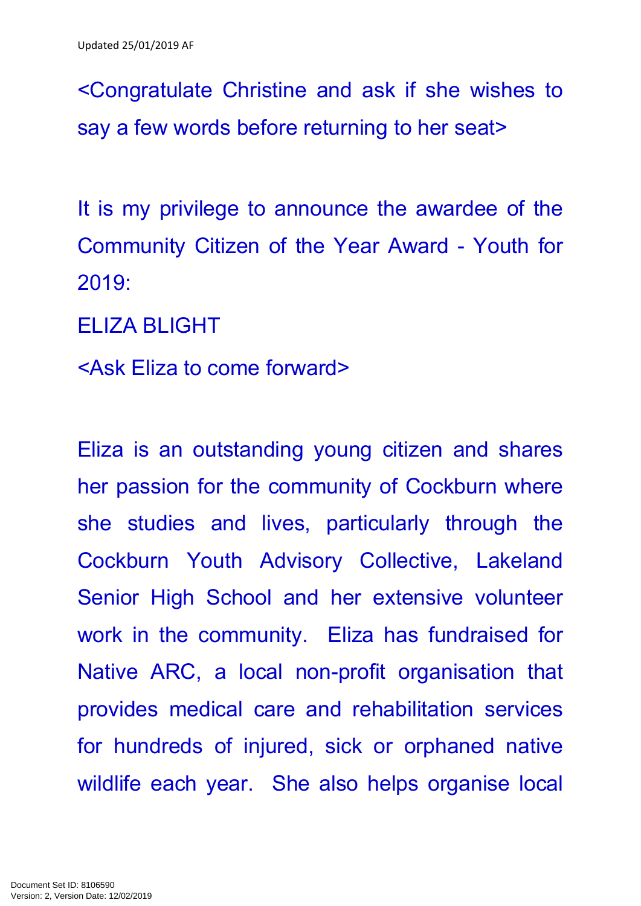<Congratulate Christine and ask if she wishes to say a few words before returning to her seat>

It is my privilege to announce the awardee of the Community Citizen of the Year Award - Youth for 2019:

ELIZA BLIGHT

<Ask Eliza to come forward>

Eliza is an outstanding young citizen and shares her passion for the community of Cockburn where she studies and lives, particularly through the Cockburn Youth Advisory Collective, Lakeland Senior High School and her extensive volunteer work in the community. Eliza has fundraised for Native ARC, a local non-profit organisation that provides medical care and rehabilitation services for hundreds of injured, sick or orphaned native wildlife each year. She also helps organise local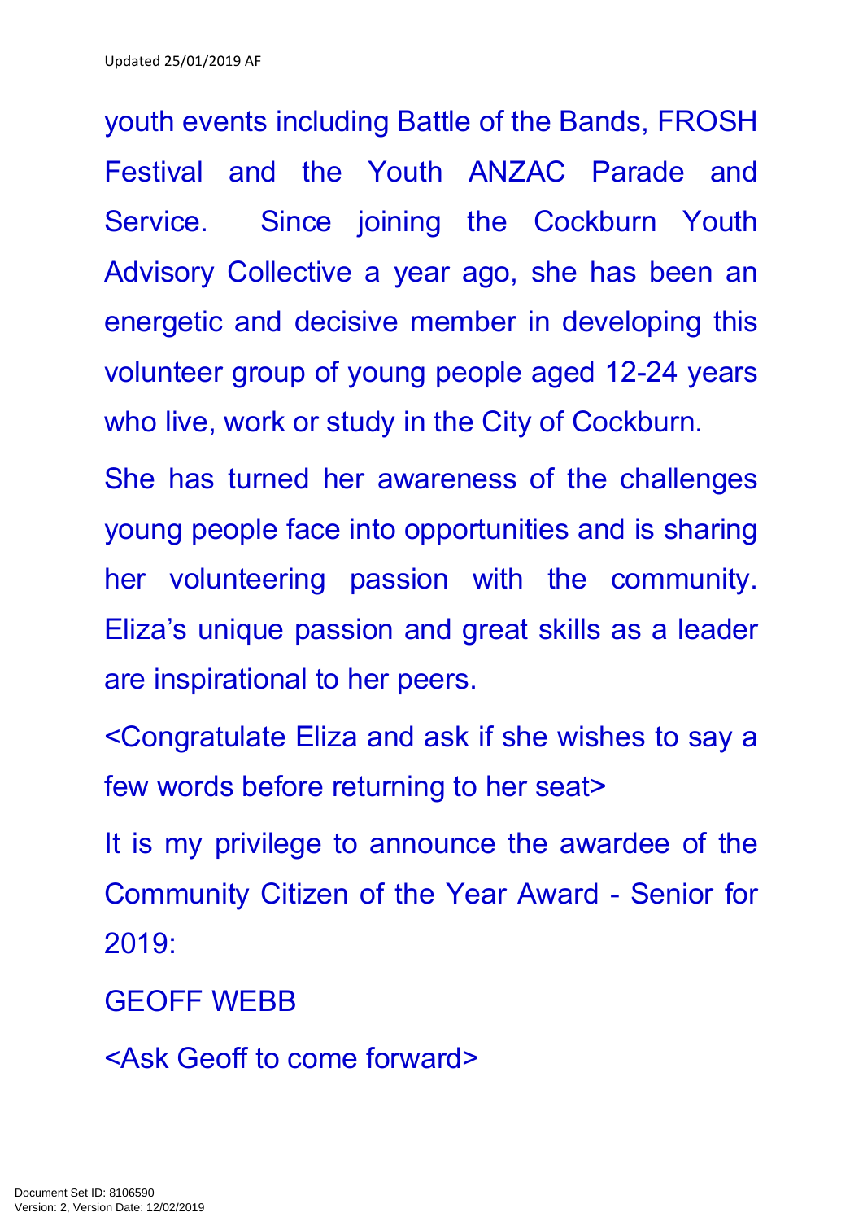youth events including Battle of the Bands, FROSH Festival and the Youth ANZAC Parade and Service. Since joining the Cockburn Youth Advisory Collective a year ago, she has been an energetic and decisive member in developing this volunteer group of young people aged 12-24 years who live, work or study in the City of Cockburn.

She has turned her awareness of the challenges young people face into opportunities and is sharing her volunteering passion with the community. Eliza's unique passion and great skills as a leader are inspirational to her peers.

<Congratulate Eliza and ask if she wishes to say a few words before returning to her seat>

It is my privilege to announce the awardee of the Community Citizen of the Year Award - Senior for 2019:

GEOFF WEBB

<Ask Geoff to come forward>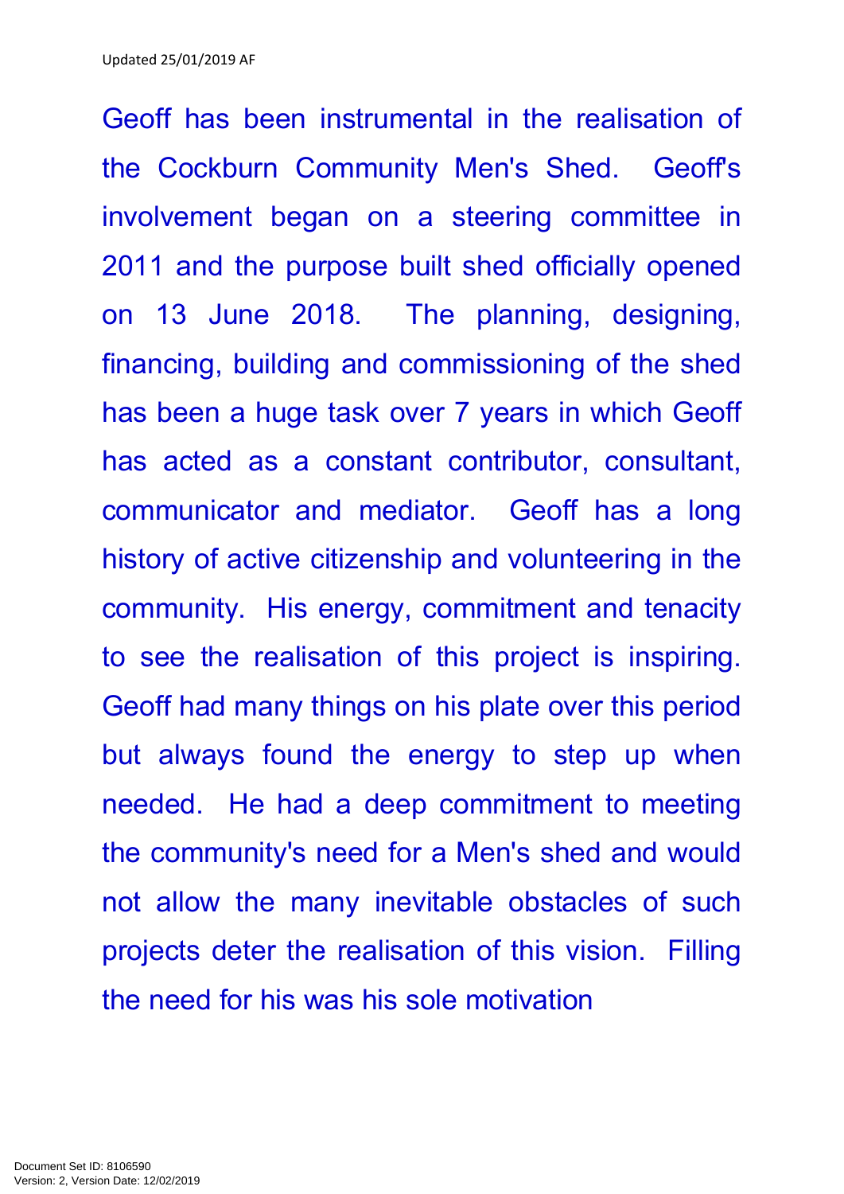Geoff has been instrumental in the realisation of the Cockburn Community Men's Shed. Geoff's involvement began on a steering committee in 2011 and the purpose built shed officially opened on 13 June 2018. The planning, designing, financing, building and commissioning of the shed has been a huge task over 7 years in which Geoff has acted as a constant contributor, consultant, communicator and mediator. Geoff has a long history of active citizenship and volunteering in the community. His energy, commitment and tenacity to see the realisation of this project is inspiring. Geoff had many things on his plate over this period but always found the energy to step up when needed. He had a deep commitment to meeting the community's need for a Men's shed and would not allow the many inevitable obstacles of such projects deter the realisation of this vision. Filling the need for his was his sole motivation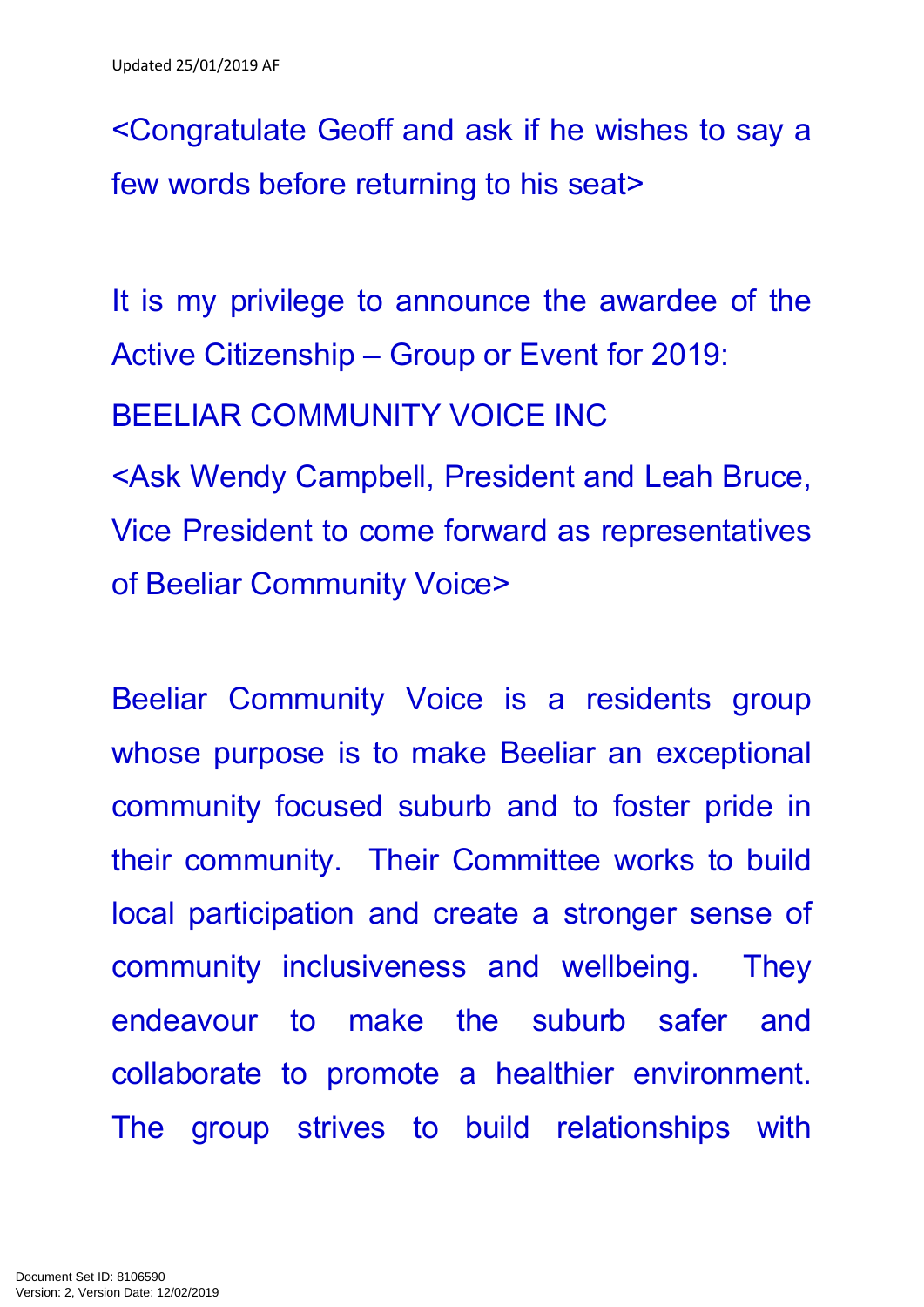<Congratulate Geoff and ask if he wishes to say a few words before returning to his seat>

It is my privilege to announce the awardee of the Active Citizenship – Group or Event for 2019:

BEELIAR COMMUNITY VOICE INC

<Ask Wendy Campbell, President and Leah Bruce, Vice President to come forward as representatives of Beeliar Community Voice>

Beeliar Community Voice is a residents group whose purpose is to make Beeliar an exceptional community focused suburb and to foster pride in their community. Their Committee works to build local participation and create a stronger sense of community inclusiveness and wellbeing. They endeavour to make the suburb safer and collaborate to promote a healthier environment. The group strives to build relationships with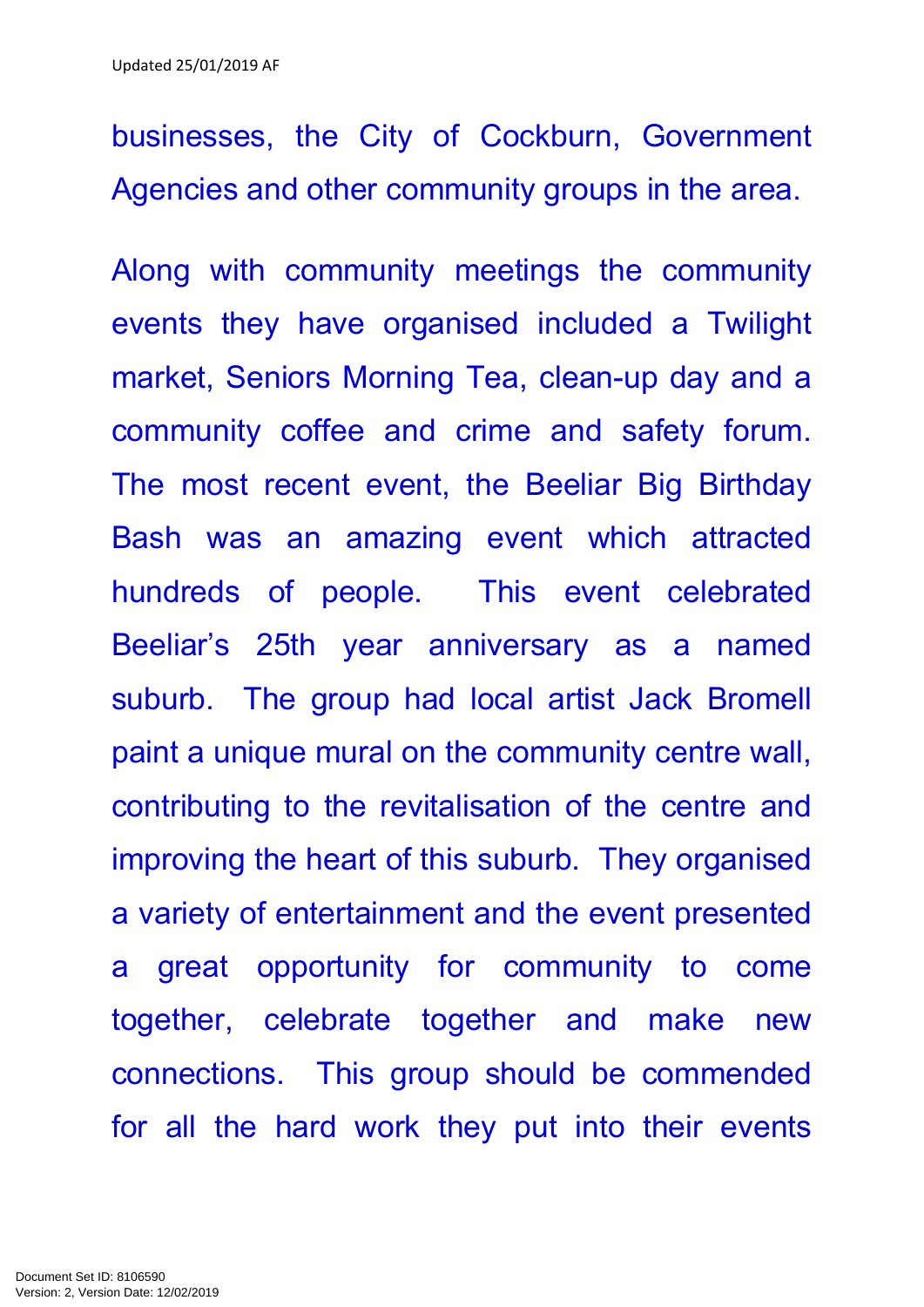businesses, the City of Cockburn, Government Agencies and other community groups in the area.

Along with community meetings the community events they have organised included a Twilight market, Seniors Morning Tea, clean-up day and a community coffee and crime and safety forum. The most recent event, the Beeliar Big Birthday Bash was an amazing event which attracted hundreds of people. This event celebrated Beeliar's 25th year anniversary as a named suburb. The group had local artist Jack Bromell paint a unique mural on the community centre wall, contributing to the revitalisation of the centre and improving the heart of this suburb. They organised a variety of entertainment and the event presented a great opportunity for community to come together, celebrate together and make new connections. This group should be commended for all the hard work they put into their events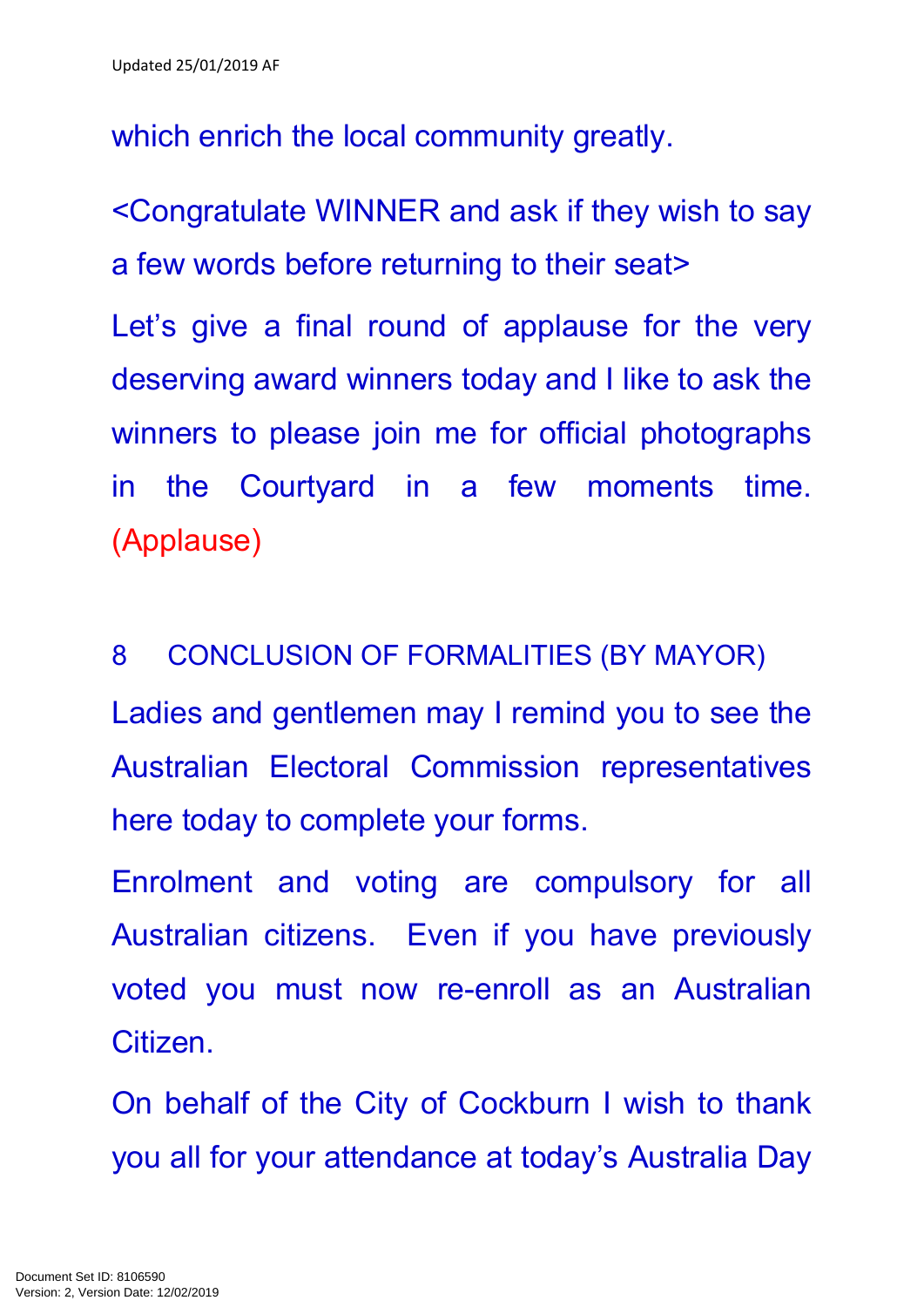which enrich the local community greatly.

<Congratulate WINNER and ask if they wish to say a few words before returning to their seat>

Let's give a final round of applause for the very deserving award winners today and I like to ask the winners to please join me for official photographs in the Courtyard in a few moments time. (Applause)

## 8 CONCLUSION OF FORMALITIES (BY MAYOR)

Ladies and gentlemen may I remind you to see the Australian Electoral Commission representatives here today to complete your forms.

Enrolment and voting are compulsory for all Australian citizens. Even if you have previously voted you must now re-enroll as an Australian Citizen.

On behalf of the City of Cockburn I wish to thank you all for your attendance at today's Australia Day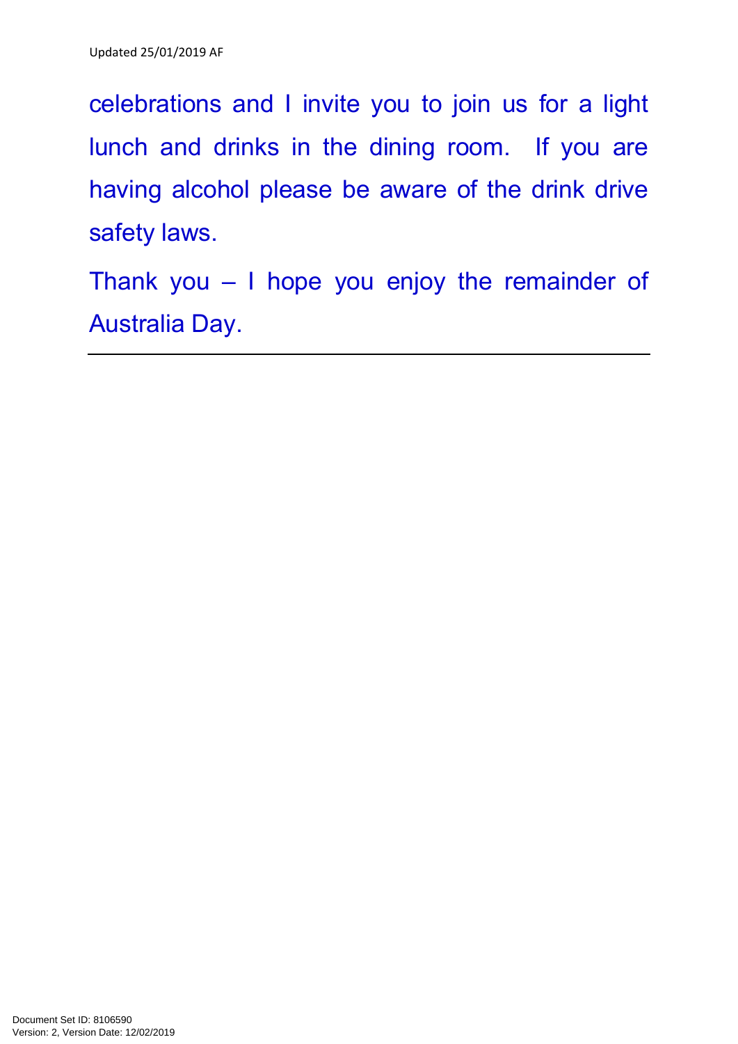celebrations and I invite you to join us for a light lunch and drinks in the dining room. If you are having alcohol please be aware of the drink drive safety laws.

Thank you – I hope you enjoy the remainder of Australia Day.

---